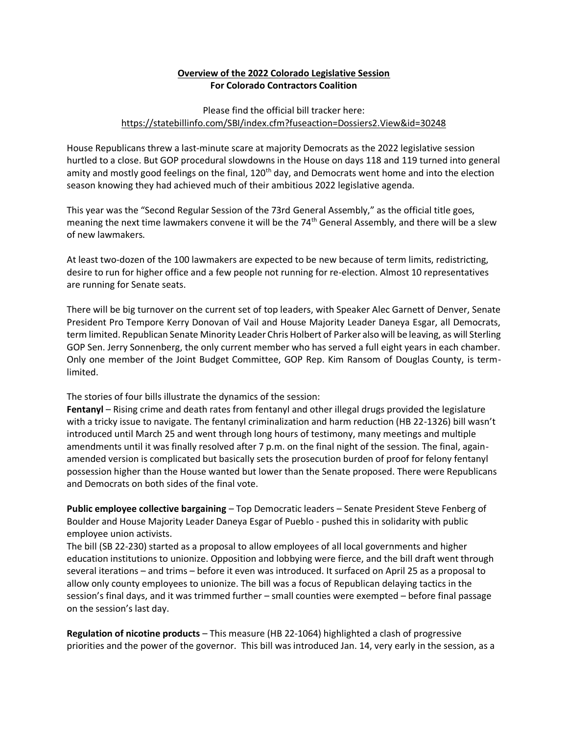**Overview of the 2022 Colorado Legislative Session**
**For Colorado Contractors Coalition**

Please find the official bill tracker here:
https://statebillinfo.com/SBI/index.cfm?fuseaction=Dossiers2.View&id=30248

House Republicans threw a last-minute scare at majority Democrats as the 2022 legislative session hurtled to a close. But GOP procedural slowdowns in the House on days 118 and 119 turned into general amity and mostly good feelings on the final, 120th day, and Democrats went home and into the election season knowing they had achieved much of their ambitious 2022 legislative agenda.

This year was the "Second Regular Session of the 73rd General Assembly," as the official title goes, meaning the next time lawmakers convene it will be the 74th General Assembly, and there will be a slew of new lawmakers.

At least two-dozen of the 100 lawmakers are expected to be new because of term limits, redistricting, desire to run for higher office and a few people not running for re-election. Almost 10 representatives are running for Senate seats.

There will be big turnover on the current set of top leaders, with Speaker Alec Garnett of Denver, Senate President Pro Tempore Kerry Donovan of Vail and House Majority Leader Daneya Esgar, all Democrats, term limited. Republican Senate Minority Leader Chris Holbert of Parker also will be leaving, as will Sterling GOP Sen. Jerry Sonnenberg, the only current member who has served a full eight years in each chamber. Only one member of the Joint Budget Committee, GOP Rep. Kim Ransom of Douglas County, is term-limited.

The stories of four bills illustrate the dynamics of the session:

**Fentanyl** – Rising crime and death rates from fentanyl and other illegal drugs provided the legislature with a tricky issue to navigate. The fentanyl criminalization and harm reduction (HB 22-1326) bill wasn't introduced until March 25 and went through long hours of testimony, many meetings and multiple amendments until it was finally resolved after 7 p.m. on the final night of the session. The final, again-amended version is complicated but basically sets the prosecution burden of proof for felony fentanyl possession higher than the House wanted but lower than the Senate proposed. There were Republicans and Democrats on both sides of the final vote.

**Public employee collective bargaining** – Top Democratic leaders – Senate President Steve Fenberg of Boulder and House Majority Leader Daneya Esgar of Pueblo - pushed this in solidarity with public employee union activists.

The bill (SB 22-230) started as a proposal to allow employees of all local governments and higher education institutions to unionize. Opposition and lobbying were fierce, and the bill draft went through several iterations – and trims – before it even was introduced. It surfaced on April 25 as a proposal to allow only county employees to unionize. The bill was a focus of Republican delaying tactics in the session's final days, and it was trimmed further – small counties were exempted – before final passage on the session's last day.

**Regulation of nicotine products** – This measure (HB 22-1064) highlighted a clash of progressive priorities and the power of the governor. This bill was introduced Jan. 14, very early in the session, as a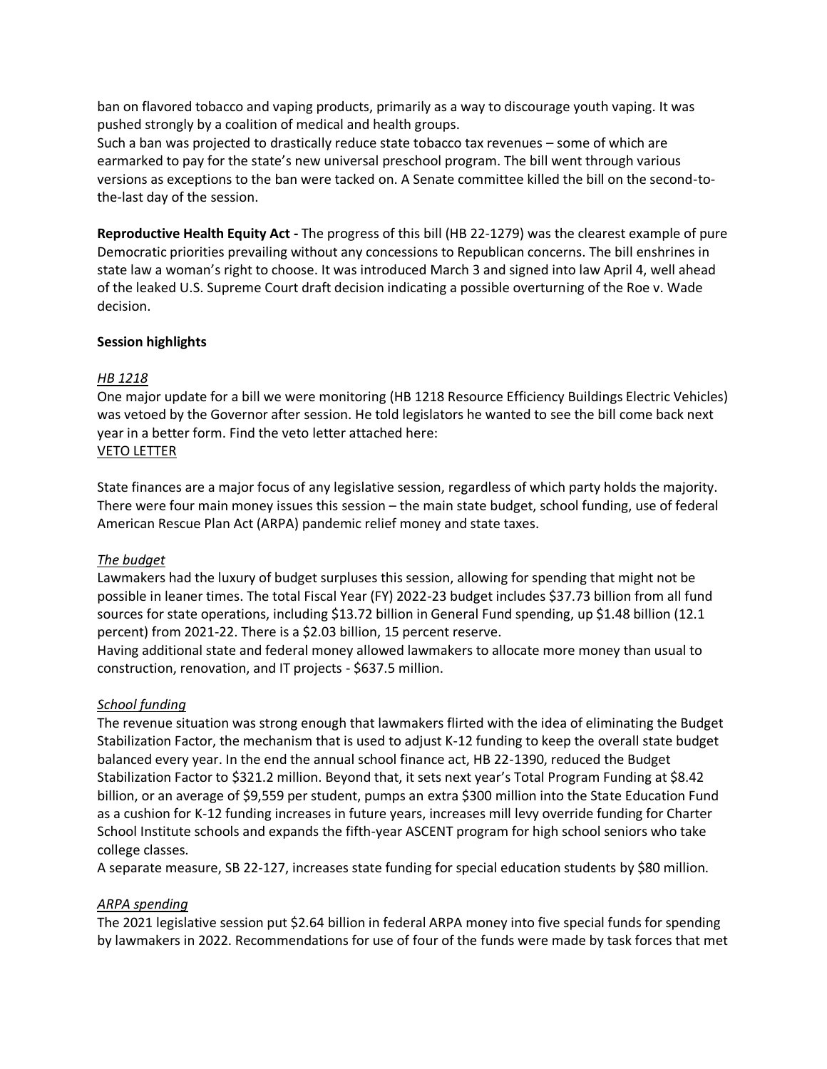ban on flavored tobacco and vaping products, primarily as a way to discourage youth vaping. It was pushed strongly by a coalition of medical and health groups.

Such a ban was projected to drastically reduce state tobacco tax revenues – some of which are earmarked to pay for the state's new universal preschool program. The bill went through various versions as exceptions to the ban were tacked on. A Senate committee killed the bill on the second-to-the-last day of the session.

**Reproductive Health Equity Act -** The progress of this bill (HB 22-1279) was the clearest example of pure Democratic priorities prevailing without any concessions to Republican concerns. The bill enshrines in state law a woman's right to choose. It was introduced March 3 and signed into law April 4, well ahead of the leaked U.S. Supreme Court draft decision indicating a possible overturning of the Roe v. Wade decision.

**Session highlights**

*HB 1218*

One major update for a bill we were monitoring (HB 1218 Resource Efficiency Buildings Electric Vehicles) was vetoed by the Governor after session. He told legislators he wanted to see the bill come back next year in a better form. Find the veto letter attached here:

VETO LETTER

State finances are a major focus of any legislative session, regardless of which party holds the majority. There were four main money issues this session – the main state budget, school funding, use of federal American Rescue Plan Act (ARPA) pandemic relief money and state taxes.

*The budget*

Lawmakers had the luxury of budget surpluses this session, allowing for spending that might not be possible in leaner times. The total Fiscal Year (FY) 2022-23 budget includes $37.73 billion from all fund sources for state operations, including $13.72 billion in General Fund spending, up $1.48 billion (12.1 percent) from 2021-22. There is a $2.03 billion, 15 percent reserve.

Having additional state and federal money allowed lawmakers to allocate more money than usual to construction, renovation, and IT projects - $637.5 million.

*School funding*

The revenue situation was strong enough that lawmakers flirted with the idea of eliminating the Budget Stabilization Factor, the mechanism that is used to adjust K-12 funding to keep the overall state budget balanced every year. In the end the annual school finance act, HB 22-1390, reduced the Budget Stabilization Factor to $321.2 million. Beyond that, it sets next year's Total Program Funding at $8.42 billion, or an average of $9,559 per student, pumps an extra $300 million into the State Education Fund as a cushion for K-12 funding increases in future years, increases mill levy override funding for Charter School Institute schools and expands the fifth-year ASCENT program for high school seniors who take college classes.

A separate measure, SB 22-127, increases state funding for special education students by $80 million.

*ARPA spending*

The 2021 legislative session put $2.64 billion in federal ARPA money into five special funds for spending by lawmakers in 2022. Recommendations for use of four of the funds were made by task forces that met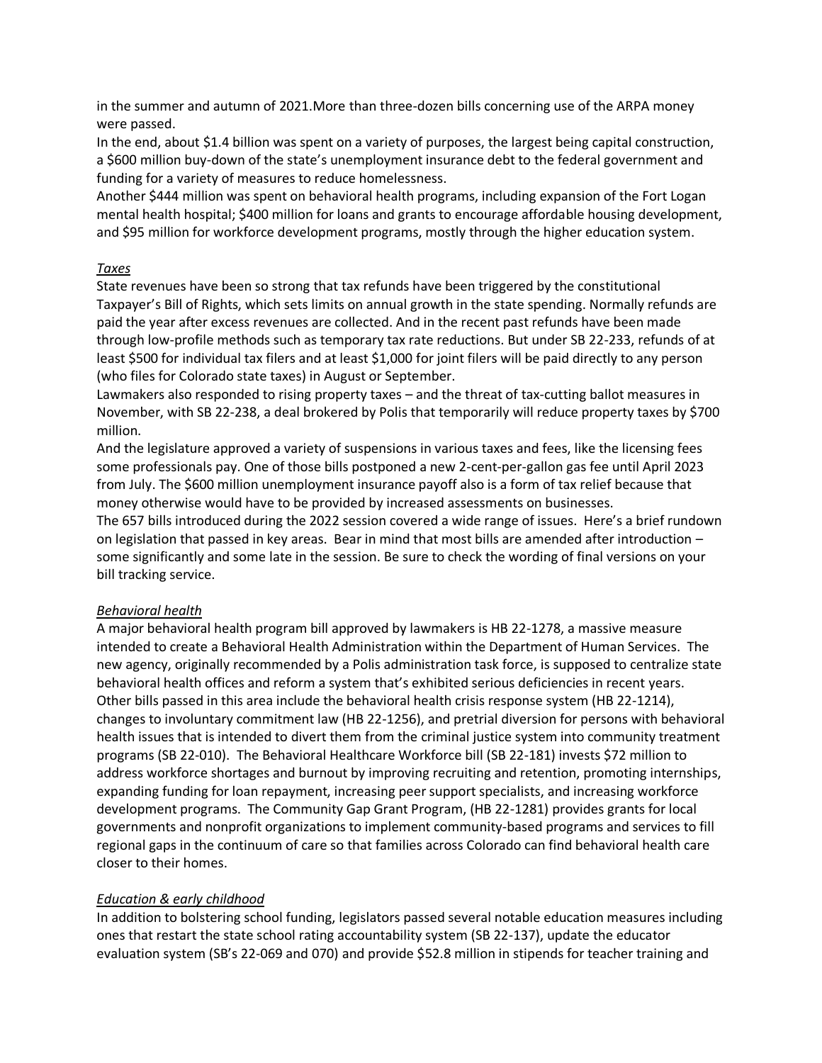in the summer and autumn of 2021.More than three-dozen bills concerning use of the ARPA money were passed.

In the end, about $1.4 billion was spent on a variety of purposes, the largest being capital construction, a $600 million buy-down of the state's unemployment insurance debt to the federal government and funding for a variety of measures to reduce homelessness.

Another $444 million was spent on behavioral health programs, including expansion of the Fort Logan mental health hospital; $400 million for loans and grants to encourage affordable housing development, and $95 million for workforce development programs, mostly through the higher education system.

*Taxes*

State revenues have been so strong that tax refunds have been triggered by the constitutional Taxpayer's Bill of Rights, which sets limits on annual growth in the state spending. Normally refunds are paid the year after excess revenues are collected. And in the recent past refunds have been made through low-profile methods such as temporary tax rate reductions. But under SB 22-233, refunds of at least $500 for individual tax filers and at least $1,000 for joint filers will be paid directly to any person (who files for Colorado state taxes) in August or September.

Lawmakers also responded to rising property taxes – and the threat of tax-cutting ballot measures in November, with SB 22-238, a deal brokered by Polis that temporarily will reduce property taxes by $700 million.

And the legislature approved a variety of suspensions in various taxes and fees, like the licensing fees some professionals pay. One of those bills postponed a new 2-cent-per-gallon gas fee until April 2023 from July. The $600 million unemployment insurance payoff also is a form of tax relief because that money otherwise would have to be provided by increased assessments on businesses.

The 657 bills introduced during the 2022 session covered a wide range of issues. Here's a brief rundown on legislation that passed in key areas. Bear in mind that most bills are amended after introduction – some significantly and some late in the session. Be sure to check the wording of final versions on your bill tracking service.

*Behavioral health*

A major behavioral health program bill approved by lawmakers is HB 22-1278, a massive measure intended to create a Behavioral Health Administration within the Department of Human Services. The new agency, originally recommended by a Polis administration task force, is supposed to centralize state behavioral health offices and reform a system that's exhibited serious deficiencies in recent years. Other bills passed in this area include the behavioral health crisis response system (HB 22-1214), changes to involuntary commitment law (HB 22-1256), and pretrial diversion for persons with behavioral health issues that is intended to divert them from the criminal justice system into community treatment programs (SB 22-010). The Behavioral Healthcare Workforce bill (SB 22-181) invests $72 million to address workforce shortages and burnout by improving recruiting and retention, promoting internships, expanding funding for loan repayment, increasing peer support specialists, and increasing workforce development programs. The Community Gap Grant Program, (HB 22-1281) provides grants for local governments and nonprofit organizations to implement community-based programs and services to fill regional gaps in the continuum of care so that families across Colorado can find behavioral health care closer to their homes.

*Education & early childhood*

In addition to bolstering school funding, legislators passed several notable education measures including ones that restart the state school rating accountability system (SB 22-137), update the educator evaluation system (SB's 22-069 and 070) and provide $52.8 million in stipends for teacher training and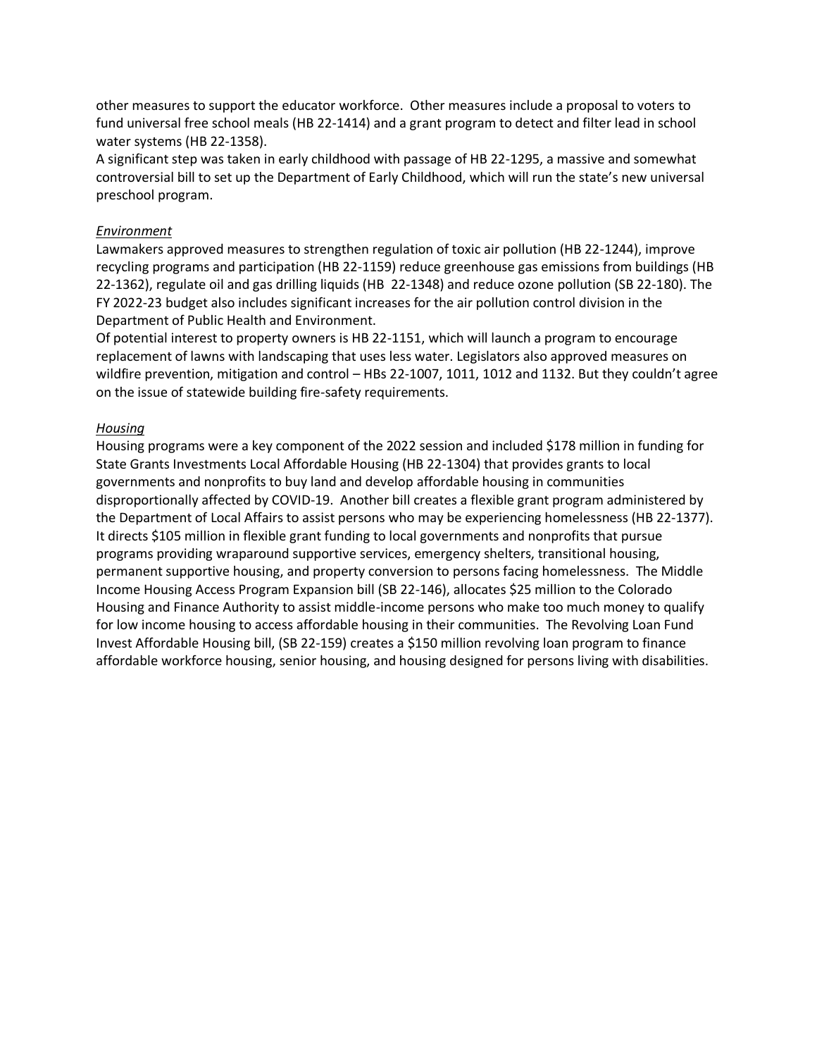other measures to support the educator workforce. Other measures include a proposal to voters to fund universal free school meals (HB 22-1414) and a grant program to detect and filter lead in school water systems (HB 22-1358).

A significant step was taken in early childhood with passage of HB 22-1295, a massive and somewhat controversial bill to set up the Department of Early Childhood, which will run the state's new universal preschool program.

*Environment*

Lawmakers approved measures to strengthen regulation of toxic air pollution (HB 22-1244), improve recycling programs and participation (HB 22-1159) reduce greenhouse gas emissions from buildings (HB 22-1362), regulate oil and gas drilling liquids (HB 22-1348) and reduce ozone pollution (SB 22-180). The FY 2022-23 budget also includes significant increases for the air pollution control division in the Department of Public Health and Environment.

Of potential interest to property owners is HB 22-1151, which will launch a program to encourage replacement of lawns with landscaping that uses less water. Legislators also approved measures on wildfire prevention, mitigation and control – HBs 22-1007, 1011, 1012 and 1132. But they couldn't agree on the issue of statewide building fire-safety requirements.

*Housing*

Housing programs were a key component of the 2022 session and included $178 million in funding for State Grants Investments Local Affordable Housing (HB 22-1304) that provides grants to local governments and nonprofits to buy land and develop affordable housing in communities disproportionally affected by COVID-19. Another bill creates a flexible grant program administered by the Department of Local Affairs to assist persons who may be experiencing homelessness (HB 22-1377). It directs $105 million in flexible grant funding to local governments and nonprofits that pursue programs providing wraparound supportive services, emergency shelters, transitional housing, permanent supportive housing, and property conversion to persons facing homelessness. The Middle Income Housing Access Program Expansion bill (SB 22-146), allocates $25 million to the Colorado Housing and Finance Authority to assist middle-income persons who make too much money to qualify for low income housing to access affordable housing in their communities. The Revolving Loan Fund Invest Affordable Housing bill, (SB 22-159) creates a $150 million revolving loan program to finance affordable workforce housing, senior housing, and housing designed for persons living with disabilities.